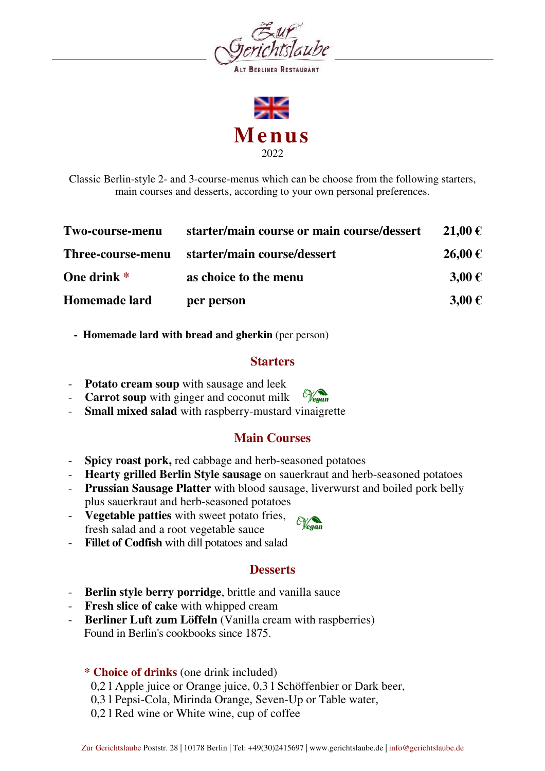Zur Gerichtslaube

ALT BERLINER RESTAURANT

# Menus

2022

Classic Berlin-style 2- and 3-course-menus which can be choose from the following starters, main courses and desserts, according to your own personal preferences.

| | | |
|---|---|---|
| **Two-course-menu** | **starter/main course or main course/dessert** | **21,00 €** |
| **Three-course-menu** | **starter/main course/dessert** | **26,00 €** |
| **One drink** * | **as choice to the menu** | **3,00 €** |
| **Homemade lard** | **per person** | **3,00 €** |

- **Homemade lard with bread and gherkin** (per person)

## Starters

- **Potato cream soup** with sausage and leek
- **Carrot soup** with ginger and coconut milk (Vegan)
- **Small mixed salad** with raspberry-mustard vinaigrette

## Main Courses

- **Spicy roast pork,** red cabbage and herb-seasoned potatoes
- **Hearty grilled Berlin Style sausage** on sauerkraut and herb-seasoned potatoes
- **Prussian Sausage Platter** with blood sausage, liverwurst and boiled pork belly plus sauerkraut and herb-seasoned potatoes
- **Vegetable patties** with sweet potato fries, fresh salad and a root vegetable sauce (Vegan)
- **Fillet of Codfish** with dill potatoes and salad

## Desserts

- **Berlin style berry porridge**, brittle and vanilla sauce
- **Fresh slice of cake** with whipped cream
- **Berliner Luft zum Löffeln** (Vanilla cream with raspberries)
  Found in Berlin's cookbooks since 1875.

**\* Choice of drinks** (one drink included)
0,2 l Apple juice or Orange juice, 0,3 l Schöffenbier or Dark beer,
0,3 l Pepsi-Cola, Mirinda Orange, Seven-Up or Table water,
0,2 l Red wine or White wine, cup of coffee

Zur Gerichtslaube Poststr. 28 | 10178 Berlin | Tel: +49(30)2415697 | www.gerichtslaube.de | info@gerichtslaube.de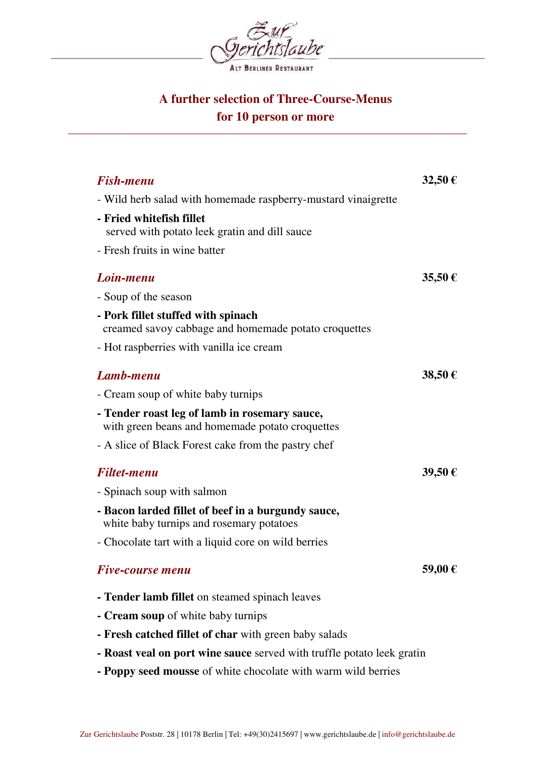# A further selection of Three-Course-Menus for 10 person or more

---

### *Fish-menu* — 32,50 €

- Wild herb salad with homemade raspberry-mustard vinaigrette
- **Fried whitefish fillet**
  served with potato leek gratin and dill sauce
- Fresh fruits in wine batter

### *Loin-menu* — 35,50 €

- Soup of the season
- **Pork fillet stuffed with spinach**
  creamed savoy cabbage and homemade potato croquettes
- Hot raspberries with vanilla ice cream

### *Lamb-menu* — 38,50 €

- Cream soup of white baby turnips
- **Tender roast leg of lamb in rosemary sauce,**
  with green beans and homemade potato croquettes
- A slice of Black Forest cake from the pastry chef

### *Filtet-menu* — 39,50 €

- Spinach soup with salmon
- **Bacon larded fillet of beef in a burgundy sauce,**
  white baby turnips and rosemary potatoes
- Chocolate tart with a liquid core on wild berries

### *Five-course menu* — 59,00 €

- **Tender lamb fillet** on steamed spinach leaves
- **Cream soup** of white baby turnips
- **Fresh catched fillet of char** with green baby salads
- **Roast veal on port wine sauce** served with truffle potato leek gratin
- **Poppy seed mousse** of white chocolate with warm wild berries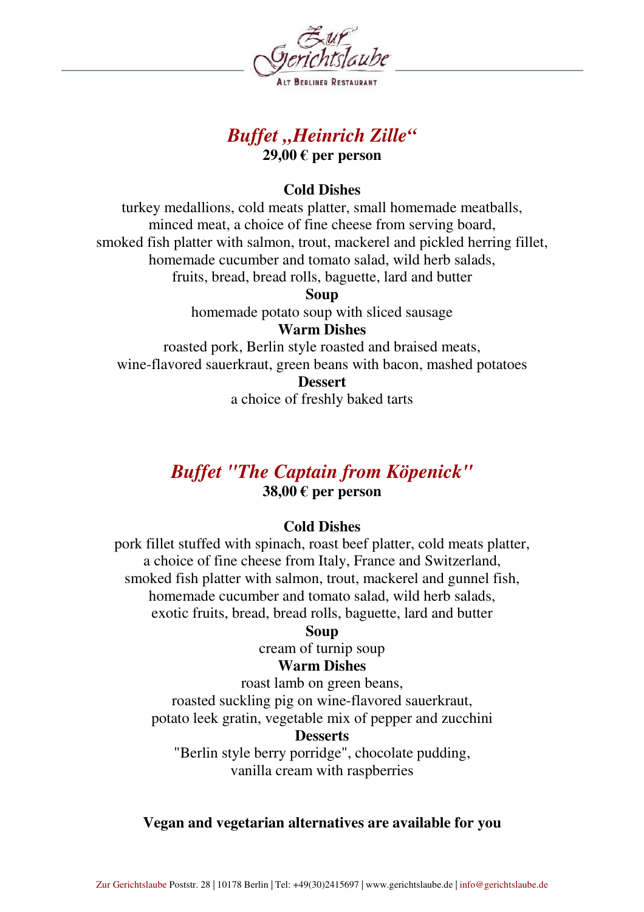Zur Gerichtslaube

Alt Berliner Restaurant

## *Buffet „Heinrich Zille“*

**29,00 € per person**

**Cold Dishes**

turkey medallions, cold meats platter, small homemade meatballs,
minced meat, a choice of fine cheese from serving board,
smoked fish platter with salmon, trout, mackerel and pickled herring fillet,
homemade cucumber and tomato salad, wild herb salads,
fruits, bread, bread rolls, baguette, lard and butter

**Soup**

homemade potato soup with sliced sausage

**Warm Dishes**

roasted pork, Berlin style roasted and braised meats,
wine-flavored sauerkraut, green beans with bacon, mashed potatoes

**Dessert**

a choice of freshly baked tarts

## *Buffet "The Captain from Köpenick"*

**38,00 € per person**

**Cold Dishes**

pork fillet stuffed with spinach, roast beef platter, cold meats platter,
a choice of fine cheese from Italy, France and Switzerland,
smoked fish platter with salmon, trout, mackerel and gunnel fish,
homemade cucumber and tomato salad, wild herb salads,
exotic fruits, bread, bread rolls, baguette, lard and butter

**Soup**

cream of turnip soup

**Warm Dishes**

roast lamb on green beans,
roasted suckling pig on wine-flavored sauerkraut,
potato leek gratin, vegetable mix of pepper and zucchini

**Desserts**

"Berlin style berry porridge", chocolate pudding,
vanilla cream with raspberries

**Vegan and vegetarian alternatives are available for you**

Zur Gerichtslaube Poststr. 28 | 10178 Berlin | Tel: +49(30)2415697 | www.gerichtslaube.de | info@gerichtslaube.de